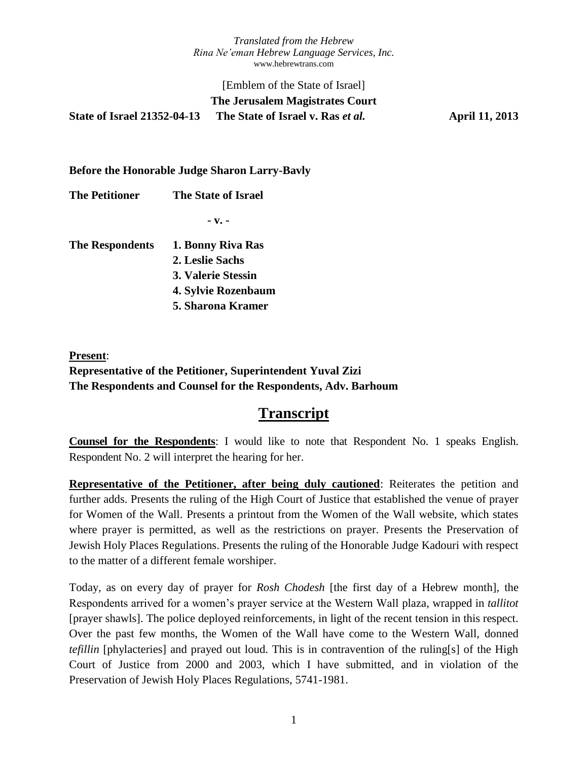*Translated from the Hebrew*
*Rina Ne'eman Hebrew Language Services, Inc.*
www.hebrewtrans.com

[Emblem of the State of Israel]

**The Jerusalem Magistrates Court**

**State of Israel 21352-04-13 The State of Israel v. Ras *et al.* April 11, 2013**

**Before the Honorable Judge Sharon Larry-Bavly**

**The Petitioner** **The State of Israel**

**- v. -**

**The Respondents**
**1. Bonny Riva Ras**
**2. Leslie Sachs**
**3. Valerie Stessin**
**4. Sylvie Rozenbaum**
**5. Sharona Kramer**

**Present**:
**Representative of the Petitioner, Superintendent Yuval Zizi**
**The Respondents and Counsel for the Respondents, Adv. Barhoum**

# Transcript

**Counsel for the Respondents**: I would like to note that Respondent No. 1 speaks English. Respondent No. 2 will interpret the hearing for her.

**Representative of the Petitioner, after being duly cautioned**: Reiterates the petition and further adds. Presents the ruling of the High Court of Justice that established the venue of prayer for Women of the Wall. Presents a printout from the Women of the Wall website, which states where prayer is permitted, as well as the restrictions on prayer. Presents the Preservation of Jewish Holy Places Regulations. Presents the ruling of the Honorable Judge Kadouri with respect to the matter of a different female worshiper.

Today, as on every day of prayer for *Rosh Chodesh* [the first day of a Hebrew month], the Respondents arrived for a women's prayer service at the Western Wall plaza, wrapped in *tallitot* [prayer shawls]. The police deployed reinforcements, in light of the recent tension in this respect. Over the past few months, the Women of the Wall have come to the Western Wall, donned *tefillin* [phylacteries] and prayed out loud. This is in contravention of the ruling[s] of the High Court of Justice from 2000 and 2003, which I have submitted, and in violation of the Preservation of Jewish Holy Places Regulations, 5741-1981.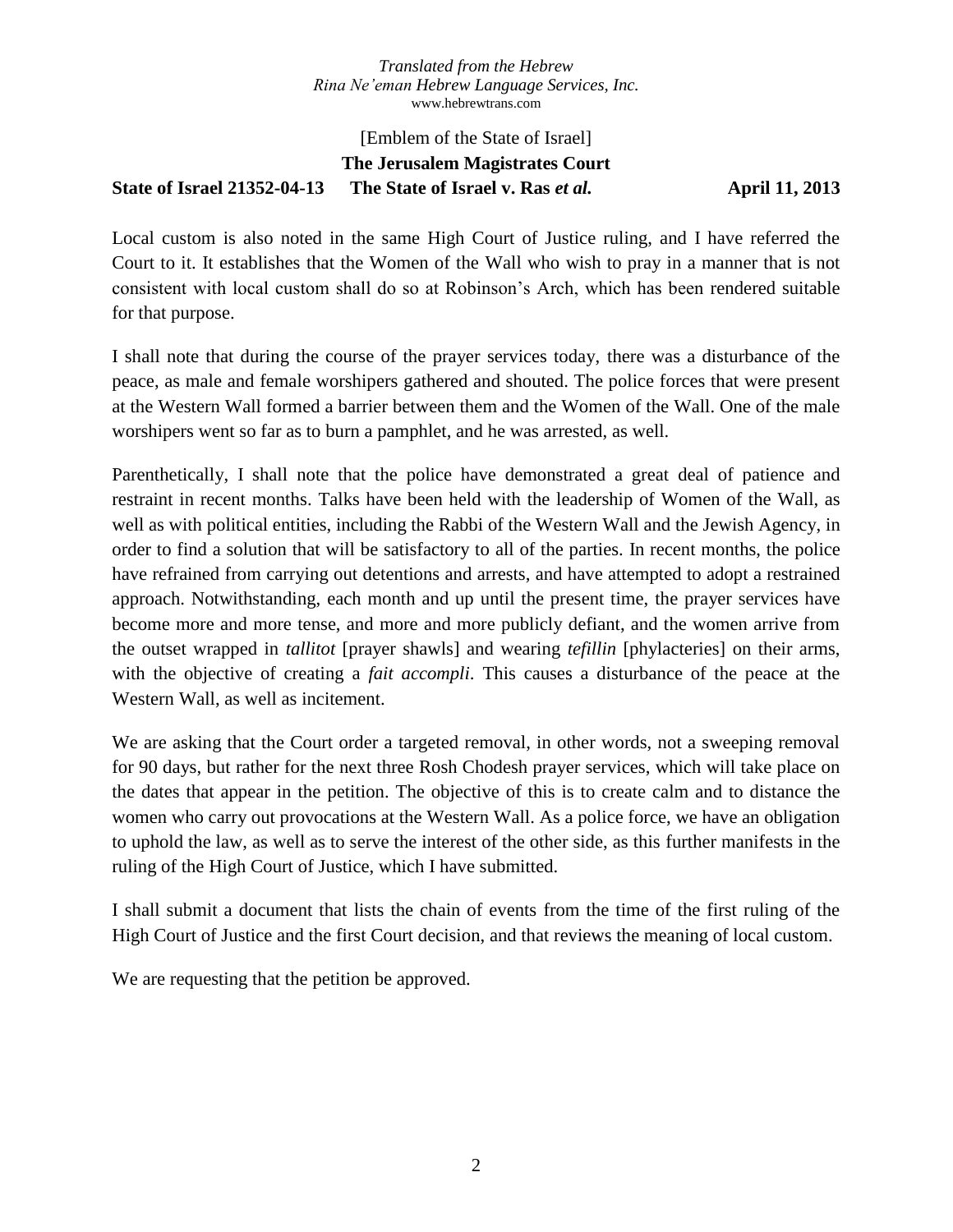*Translated from the Hebrew*
*Rina Ne'eman Hebrew Language Services, Inc.*
www.hebrewtrans.com

[Emblem of the State of Israel]
**The Jerusalem Magistrates Court**
**State of Israel 21352-04-13 The State of Israel v. Ras *et al.* April 11, 2013**

Local custom is also noted in the same High Court of Justice ruling, and I have referred the Court to it. It establishes that the Women of the Wall who wish to pray in a manner that is not consistent with local custom shall do so at Robinson's Arch, which has been rendered suitable for that purpose.

I shall note that during the course of the prayer services today, there was a disturbance of the peace, as male and female worshipers gathered and shouted. The police forces that were present at the Western Wall formed a barrier between them and the Women of the Wall. One of the male worshipers went so far as to burn a pamphlet, and he was arrested, as well.

Parenthetically, I shall note that the police have demonstrated a great deal of patience and restraint in recent months. Talks have been held with the leadership of Women of the Wall, as well as with political entities, including the Rabbi of the Western Wall and the Jewish Agency, in order to find a solution that will be satisfactory to all of the parties. In recent months, the police have refrained from carrying out detentions and arrests, and have attempted to adopt a restrained approach. Notwithstanding, each month and up until the present time, the prayer services have become more and more tense, and more and more publicly defiant, and the women arrive from the outset wrapped in *tallitot* [prayer shawls] and wearing *tefillin* [phylacteries] on their arms, with the objective of creating a *fait accompli*. This causes a disturbance of the peace at the Western Wall, as well as incitement.

We are asking that the Court order a targeted removal, in other words, not a sweeping removal for 90 days, but rather for the next three Rosh Chodesh prayer services, which will take place on the dates that appear in the petition. The objective of this is to create calm and to distance the women who carry out provocations at the Western Wall. As a police force, we have an obligation to uphold the law, as well as to serve the interest of the other side, as this further manifests in the ruling of the High Court of Justice, which I have submitted.

I shall submit a document that lists the chain of events from the time of the first ruling of the High Court of Justice and the first Court decision, and that reviews the meaning of local custom.

We are requesting that the petition be approved.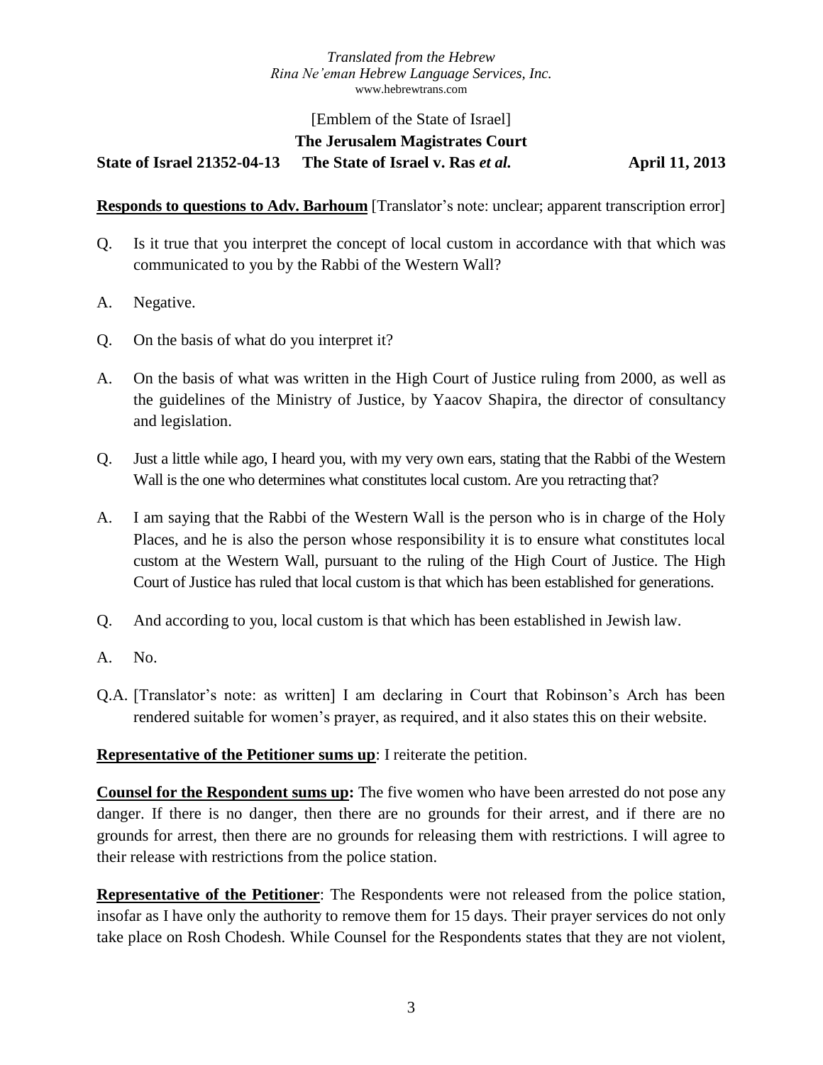*Translated from the Hebrew*
*Rina Ne'eman Hebrew Language Services, Inc.*
www.hebrewtrans.com

[Emblem of the State of Israel]

**The Jerusalem Magistrates Court**

**State of Israel 21352-04-13 The State of Israel v. Ras *et al.* April 11, 2013**

**Responds to questions to Adv. Barhoum** [Translator's note: unclear; apparent transcription error]

Q. Is it true that you interpret the concept of local custom in accordance with that which was communicated to you by the Rabbi of the Western Wall?

A. Negative.

Q. On the basis of what do you interpret it?

A. On the basis of what was written in the High Court of Justice ruling from 2000, as well as the guidelines of the Ministry of Justice, by Yaacov Shapira, the director of consultancy and legislation.

Q. Just a little while ago, I heard you, with my very own ears, stating that the Rabbi of the Western Wall is the one who determines what constitutes local custom. Are you retracting that?

A. I am saying that the Rabbi of the Western Wall is the person who is in charge of the Holy Places, and he is also the person whose responsibility it is to ensure what constitutes local custom at the Western Wall, pursuant to the ruling of the High Court of Justice. The High Court of Justice has ruled that local custom is that which has been established for generations.

Q. And according to you, local custom is that which has been established in Jewish law.

A. No.

Q.A. [Translator's note: as written] I am declaring in Court that Robinson's Arch has been rendered suitable for women's prayer, as required, and it also states this on their website.

**Representative of the Petitioner sums up**: I reiterate the petition.

**Counsel for the Respondent sums up:** The five women who have been arrested do not pose any danger. If there is no danger, then there are no grounds for their arrest, and if there are no grounds for arrest, then there are no grounds for releasing them with restrictions. I will agree to their release with restrictions from the police station.

**Representative of the Petitioner**: The Respondents were not released from the police station, insofar as I have only the authority to remove them for 15 days. Their prayer services do not only take place on Rosh Chodesh. While Counsel for the Respondents states that they are not violent,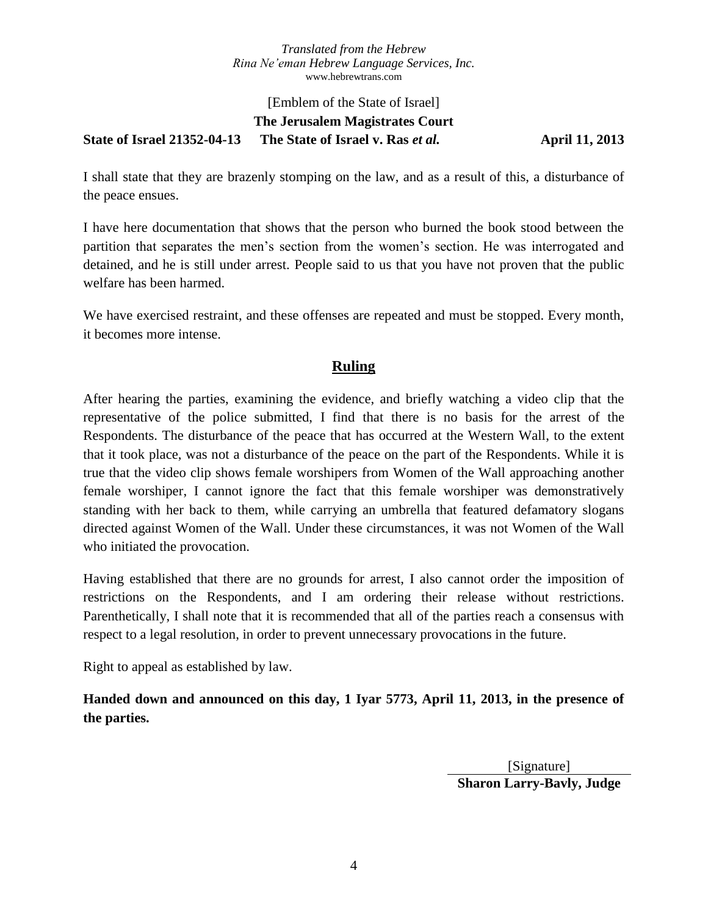*Translated from the Hebrew*
*Rina Ne'eman Hebrew Language Services, Inc.*
www.hebrewtrans.com

[Emblem of the State of Israel]

**The Jerusalem Magistrates Court**

**State of Israel 21352-04-13 The State of Israel v. Ras *et al.* April 11, 2013**

I shall state that they are brazenly stomping on the law, and as a result of this, a disturbance of the peace ensues.

I have here documentation that shows that the person who burned the book stood between the partition that separates the men's section from the women's section. He was interrogated and detained, and he is still under arrest. People said to us that you have not proven that the public welfare has been harmed.

We have exercised restraint, and these offenses are repeated and must be stopped. Every month, it becomes more intense.

## Ruling

After hearing the parties, examining the evidence, and briefly watching a video clip that the representative of the police submitted, I find that there is no basis for the arrest of the Respondents. The disturbance of the peace that has occurred at the Western Wall, to the extent that it took place, was not a disturbance of the peace on the part of the Respondents. While it is true that the video clip shows female worshipers from Women of the Wall approaching another female worshiper, I cannot ignore the fact that this female worshiper was demonstratively standing with her back to them, while carrying an umbrella that featured defamatory slogans directed against Women of the Wall. Under these circumstances, it was not Women of the Wall who initiated the provocation.

Having established that there are no grounds for arrest, I also cannot order the imposition of restrictions on the Respondents, and I am ordering their release without restrictions. Parenthetically, I shall note that it is recommended that all of the parties reach a consensus with respect to a legal resolution, in order to prevent unnecessary provocations in the future.

Right to appeal as established by law.

**Handed down and announced on this day, 1 Iyar 5773, April 11, 2013, in the presence of the parties.**

[Signature]

**Sharon Larry-Bavly, Judge**